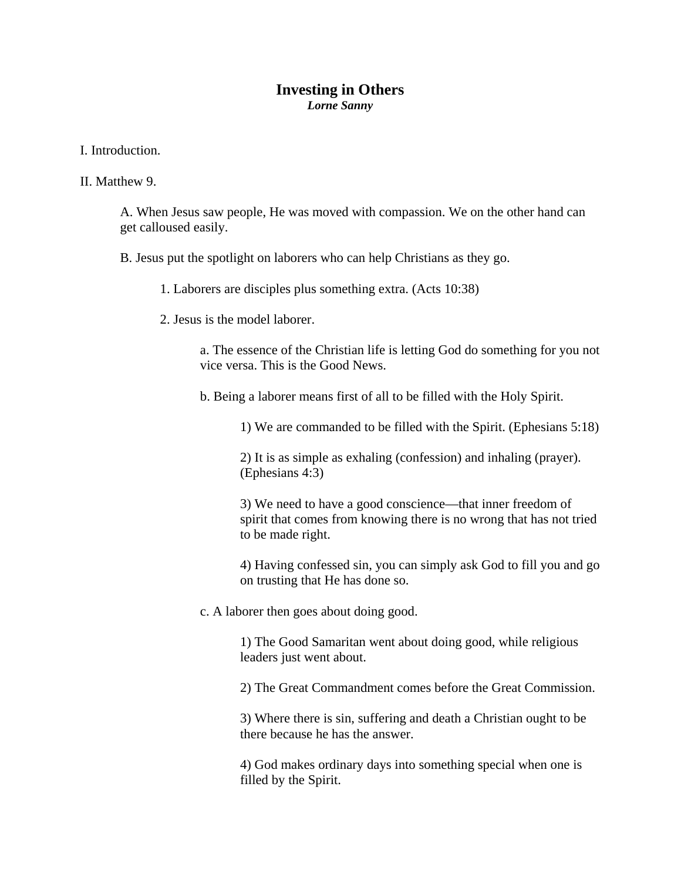# Investing in Others

***Lorne Sanny***

I. Introduction.

II. Matthew 9.

- A. When Jesus saw people, He was moved with compassion. We on the other hand can get calloused easily.

- B. Jesus put the spotlight on laborers who can help Christians as they go.

    - 1. Laborers are disciples plus something extra. (Acts 10:38)

    - 2. Jesus is the model laborer.

        - a. The essence of the Christian life is letting God do something for you not vice versa. This is the Good News.

        - b. Being a laborer means first of all to be filled with the Holy Spirit.

            - 1) We are commanded to be filled with the Spirit. (Ephesians 5:18)

            - 2) It is as simple as exhaling (confession) and inhaling (prayer). (Ephesians 4:3)

            - 3) We need to have a good conscience—that inner freedom of spirit that comes from knowing there is no wrong that has not tried to be made right.

            - 4) Having confessed sin, you can simply ask God to fill you and go on trusting that He has done so.

        - c. A laborer then goes about doing good.

            - 1) The Good Samaritan went about doing good, while religious leaders just went about.

            - 2) The Great Commandment comes before the Great Commission.

            - 3) Where there is sin, suffering and death a Christian ought to be there because he has the answer.

            - 4) God makes ordinary days into something special when one is filled by the Spirit.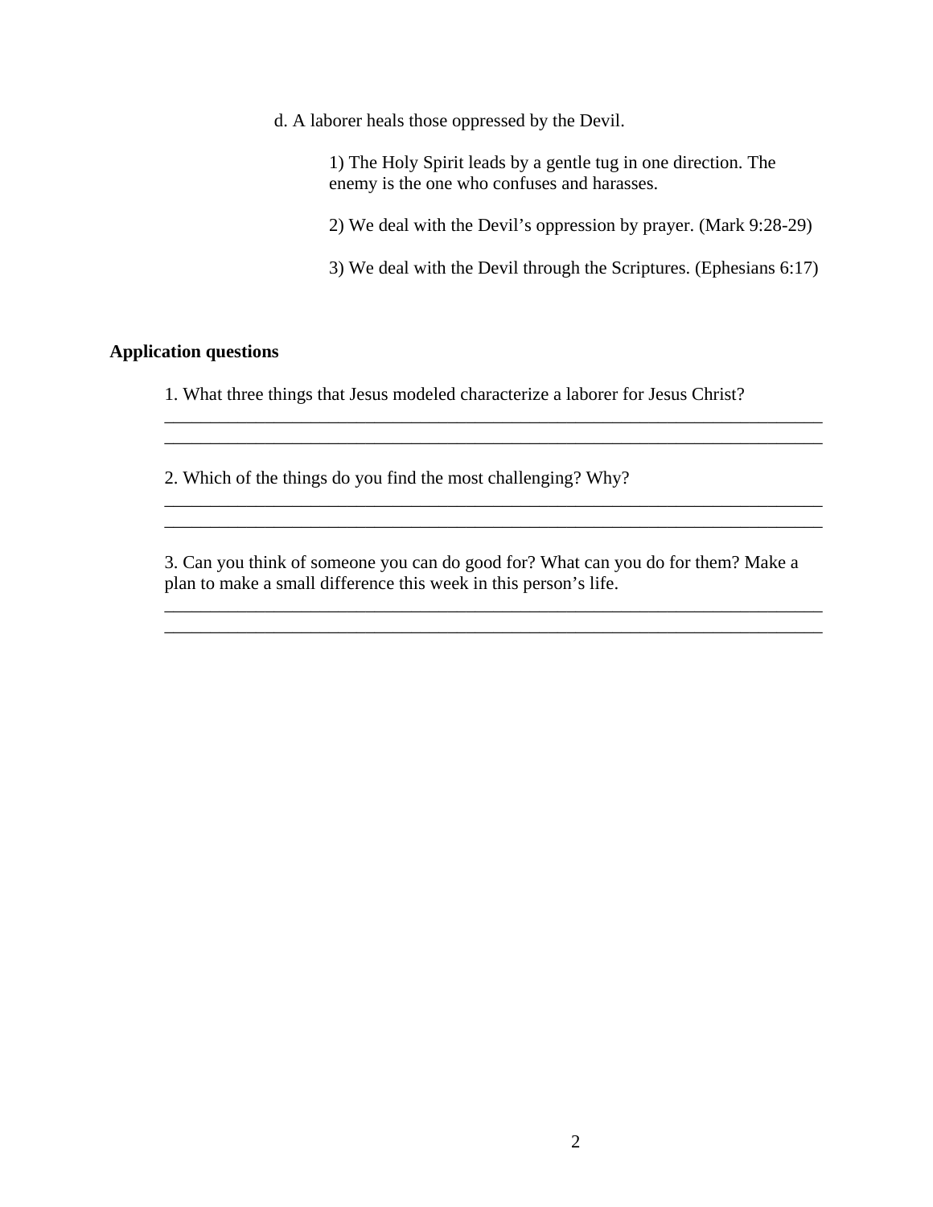d. A laborer heals those oppressed by the Devil.

1) The Holy Spirit leads by a gentle tug in one direction. The enemy is the one who confuses and harasses.

2) We deal with the Devil's oppression by prayer. (Mark 9:28-29)

3) We deal with the Devil through the Scriptures. (Ephesians 6:17)

**Application questions**

1. What three things that Jesus modeled characterize a laborer for Jesus Christ?

___________________________________________________________________________
___________________________________________________________________________

2. Which of the things do you find the most challenging? Why?

___________________________________________________________________________
___________________________________________________________________________

3. Can you think of someone you can do good for? What can you do for them? Make a plan to make a small difference this week in this person's life.

___________________________________________________________________________
___________________________________________________________________________